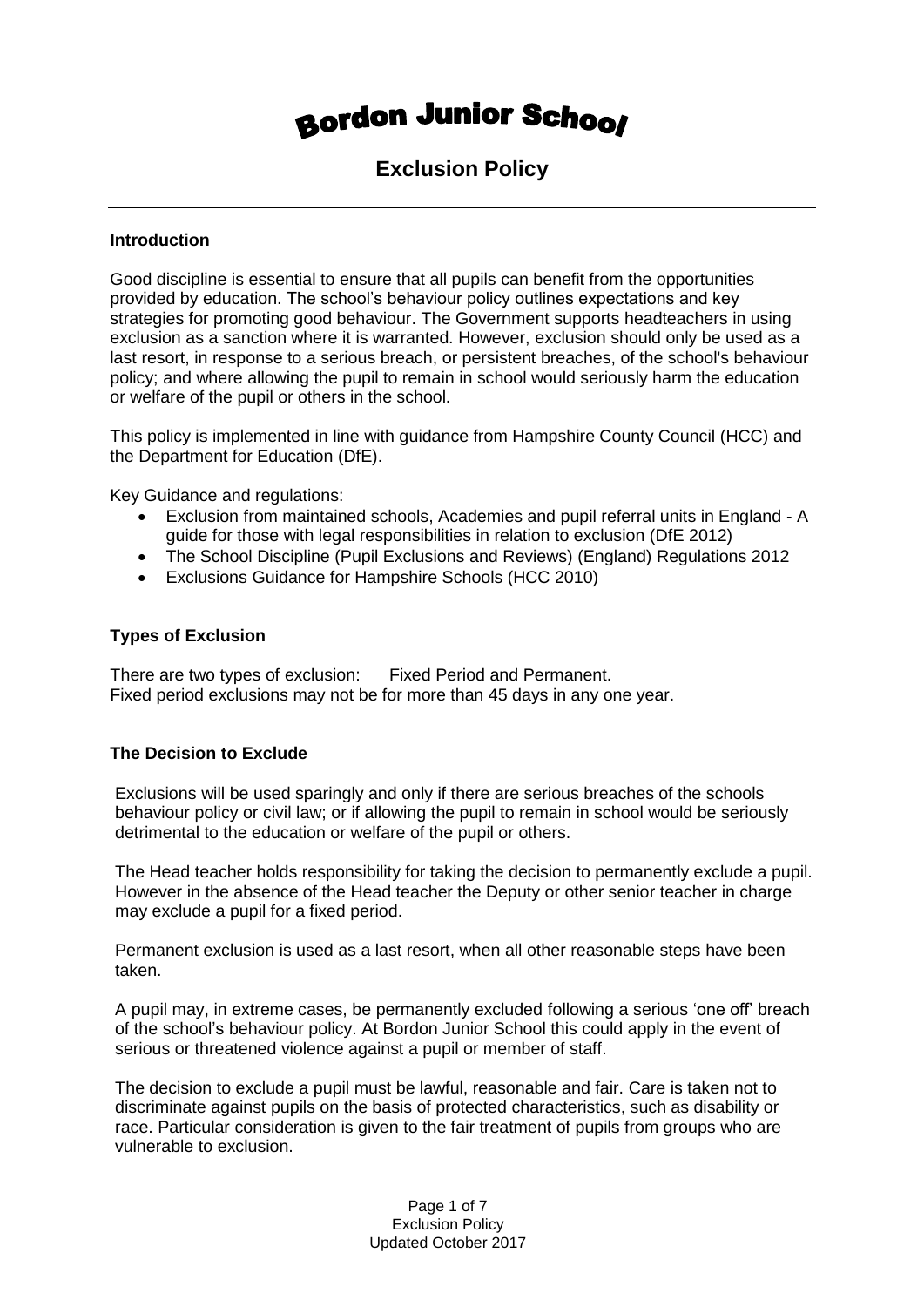# Bordon Junior School

## Exclusion Policy

### Introduction

Good discipline is essential to ensure that all pupils can benefit from the opportunities provided by education. The school's behaviour policy outlines expectations and key strategies for promoting good behaviour. The Government supports headteachers in using exclusion as a sanction where it is warranted. However, exclusion should only be used as a last resort, in response to a serious breach, or persistent breaches, of the school's behaviour policy; and where allowing the pupil to remain in school would seriously harm the education or welfare of the pupil or others in the school.

This policy is implemented in line with guidance from Hampshire County Council (HCC) and the Department for Education (DfE).

Key Guidance and regulations:

- Exclusion from maintained schools, Academies and pupil referral units in England - A guide for those with legal responsibilities in relation to exclusion (DfE 2012)
- The School Discipline (Pupil Exclusions and Reviews) (England) Regulations 2012
- Exclusions Guidance for Hampshire Schools (HCC 2010)

### Types of Exclusion

There are two types of exclusion: Fixed Period and Permanent.
Fixed period exclusions may not be for more than 45 days in any one year.

### The Decision to Exclude

Exclusions will be used sparingly and only if there are serious breaches of the schools behaviour policy or civil law; or if allowing the pupil to remain in school would be seriously detrimental to the education or welfare of the pupil or others.

The Head teacher holds responsibility for taking the decision to permanently exclude a pupil. However in the absence of the Head teacher the Deputy or other senior teacher in charge may exclude a pupil for a fixed period.

Permanent exclusion is used as a last resort, when all other reasonable steps have been taken.

A pupil may, in extreme cases, be permanently excluded following a serious 'one off' breach of the school's behaviour policy. At Bordon Junior School this could apply in the event of serious or threatened violence against a pupil or member of staff.

The decision to exclude a pupil must be lawful, reasonable and fair. Care is taken not to discriminate against pupils on the basis of protected characteristics, such as disability or race. Particular consideration is given to the fair treatment of pupils from groups who are vulnerable to exclusion.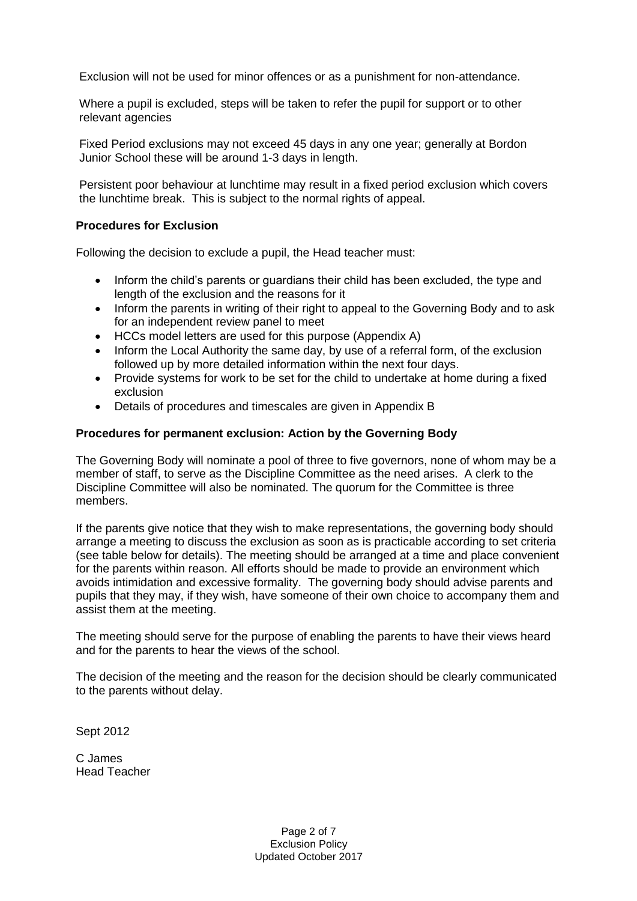Exclusion will not be used for minor offences or as a punishment for non-attendance.

Where a pupil is excluded, steps will be taken to refer the pupil for support or to other relevant agencies

Fixed Period exclusions may not exceed 45 days in any one year; generally at Bordon Junior School these will be around 1-3 days in length.

Persistent poor behaviour at lunchtime may result in a fixed period exclusion which covers the lunchtime break. This is subject to the normal rights of appeal.

**Procedures for Exclusion**

Following the decision to exclude a pupil, the Head teacher must:

- Inform the child's parents or guardians their child has been excluded, the type and length of the exclusion and the reasons for it
- Inform the parents in writing of their right to appeal to the Governing Body and to ask for an independent review panel to meet
- HCCs model letters are used for this purpose (Appendix A)
- Inform the Local Authority the same day, by use of a referral form, of the exclusion followed up by more detailed information within the next four days.
- Provide systems for work to be set for the child to undertake at home during a fixed exclusion
- Details of procedures and timescales are given in Appendix B

**Procedures for permanent exclusion: Action by the Governing Body**

The Governing Body will nominate a pool of three to five governors, none of whom may be a member of staff, to serve as the Discipline Committee as the need arises. A clerk to the Discipline Committee will also be nominated. The quorum for the Committee is three members.

If the parents give notice that they wish to make representations, the governing body should arrange a meeting to discuss the exclusion as soon as is practicable according to set criteria (see table below for details). The meeting should be arranged at a time and place convenient for the parents within reason. All efforts should be made to provide an environment which avoids intimidation and excessive formality. The governing body should advise parents and pupils that they may, if they wish, have someone of their own choice to accompany them and assist them at the meeting.

The meeting should serve for the purpose of enabling the parents to have their views heard and for the parents to hear the views of the school.

The decision of the meeting and the reason for the decision should be clearly communicated to the parents without delay.

Sept 2012

C James
Head Teacher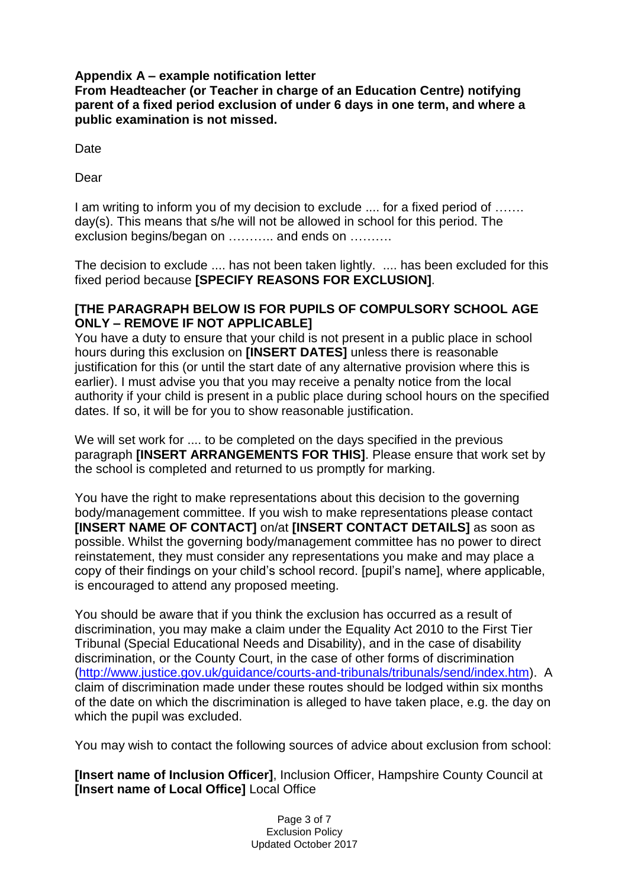**Appendix A – example notification letter**

**From Headteacher (or Teacher in charge of an Education Centre) notifying parent of a fixed period exclusion of under 6 days in one term, and where a public examination is not missed.**

Date

Dear

I am writing to inform you of my decision to exclude .... for a fixed period of ……. day(s). This means that s/he will not be allowed in school for this period. The exclusion begins/began on ……….. and ends on ……….

The decision to exclude .... has not been taken lightly. .... has been excluded for this fixed period because **[SPECIFY REASONS FOR EXCLUSION]**.

**[THE PARAGRAPH BELOW IS FOR PUPILS OF COMPULSORY SCHOOL AGE ONLY – REMOVE IF NOT APPLICABLE]**

You have a duty to ensure that your child is not present in a public place in school hours during this exclusion on **[INSERT DATES]** unless there is reasonable justification for this (or until the start date of any alternative provision where this is earlier). I must advise you that you may receive a penalty notice from the local authority if your child is present in a public place during school hours on the specified dates. If so, it will be for you to show reasonable justification.

We will set work for .... to be completed on the days specified in the previous paragraph **[INSERT ARRANGEMENTS FOR THIS]**. Please ensure that work set by the school is completed and returned to us promptly for marking.

You have the right to make representations about this decision to the governing body/management committee. If you wish to make representations please contact **[INSERT NAME OF CONTACT]** on/at **[INSERT CONTACT DETAILS]** as soon as possible. Whilst the governing body/management committee has no power to direct reinstatement, they must consider any representations you make and may place a copy of their findings on your child's school record. [pupil's name], where applicable, is encouraged to attend any proposed meeting.

You should be aware that if you think the exclusion has occurred as a result of discrimination, you may make a claim under the Equality Act 2010 to the First Tier Tribunal (Special Educational Needs and Disability), and in the case of disability discrimination, or the County Court, in the case of other forms of discrimination (http://www.justice.gov.uk/guidance/courts-and-tribunals/tribunals/send/index.htm). A claim of discrimination made under these routes should be lodged within six months of the date on which the discrimination is alleged to have taken place, e.g. the day on which the pupil was excluded.

You may wish to contact the following sources of advice about exclusion from school:

**[Insert name of Inclusion Officer]**, Inclusion Officer, Hampshire County Council at **[Insert name of Local Office]** Local Office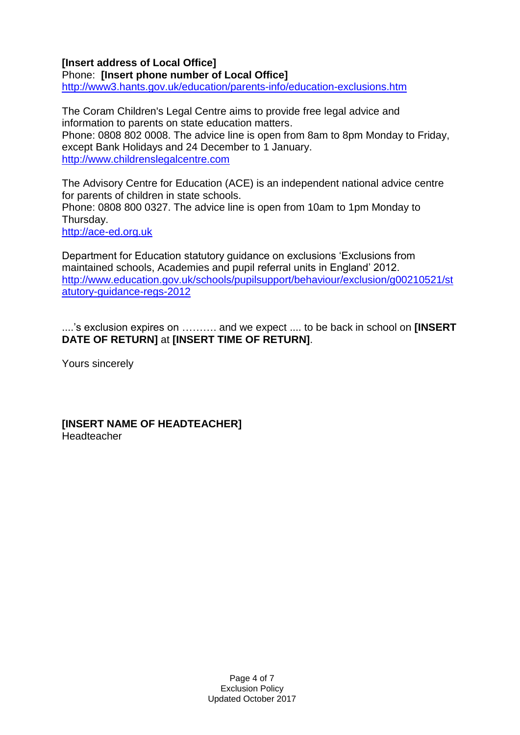**[Insert address of Local Office]**
Phone: **[Insert phone number of Local Office]**
http://www3.hants.gov.uk/education/parents-info/education-exclusions.htm

The Coram Children's Legal Centre aims to provide free legal advice and information to parents on state education matters.
Phone: 0808 802 0008. The advice line is open from 8am to 8pm Monday to Friday, except Bank Holidays and 24 December to 1 January.
http://www.childrenslegalcentre.com

The Advisory Centre for Education (ACE) is an independent national advice centre for parents of children in state schools.
Phone: 0808 800 0327. The advice line is open from 10am to 1pm Monday to Thursday.
http://ace-ed.org.uk

Department for Education statutory guidance on exclusions 'Exclusions from maintained schools, Academies and pupil referral units in England' 2012.
http://www.education.gov.uk/schools/pupilsupport/behaviour/exclusion/g00210521/statutory-guidance-regs-2012

....'s exclusion expires on ………. and we expect .... to be back in school on **[INSERT DATE OF RETURN]** at **[INSERT TIME OF RETURN]**.

Yours sincerely

**[INSERT NAME OF HEADTEACHER]**
Headteacher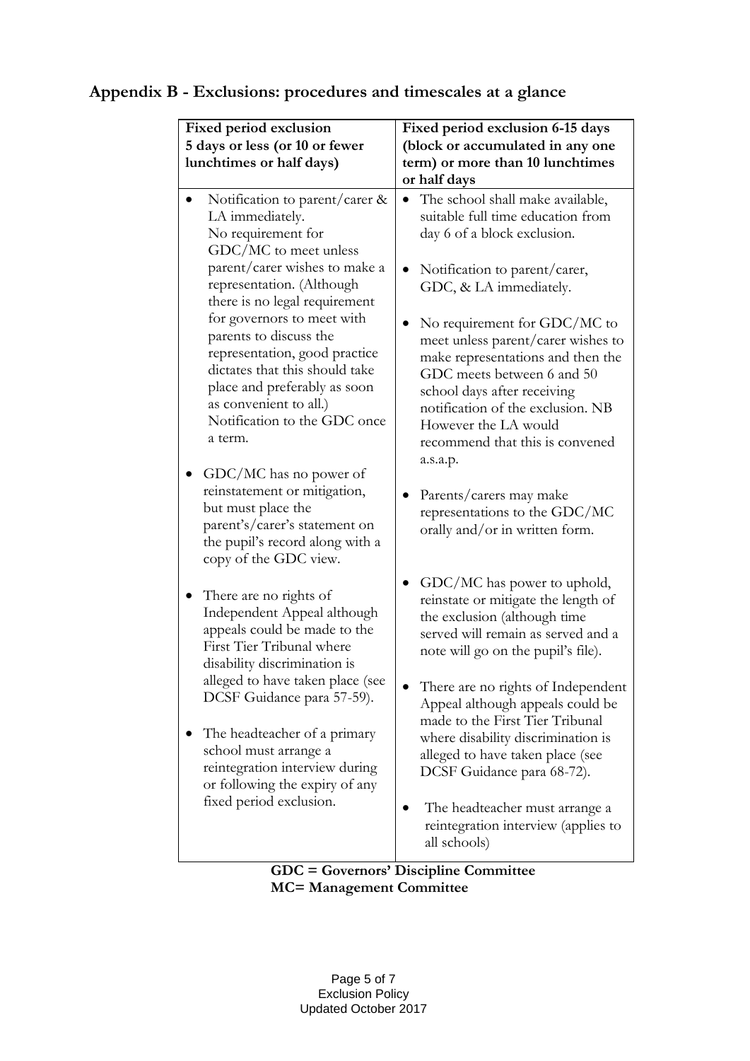## Appendix B - Exclusions: procedures and timescales at a glance

| **Fixed period exclusion 5 days or less (or 10 or fewer lunchtimes or half days)** | **Fixed period exclusion 6-15 days (block or accumulated in any one term) or more than 10 lunchtimes or half days** |
|---|---|
| • Notification to parent/carer & LA immediately. No requirement for GDC/MC to meet unless parent/carer wishes to make a representation. (Although there is no legal requirement for governors to meet with parents to discuss the representation, good practice dictates that this should take place and preferably as soon as convenient to all.) Notification to the GDC once a term.<br><br>• GDC/MC has no power of reinstatement or mitigation, but must place the parent's/carer's statement on the pupil's record along with a copy of the GDC view.<br><br>• There are no rights of Independent Appeal although appeals could be made to the First Tier Tribunal where disability discrimination is alleged to have taken place (see DCSF Guidance para 57-59).<br><br>• The headteacher of a primary school must arrange a reintegration interview during or following the expiry of any fixed period exclusion. | • The school shall make available, suitable full time education from day 6 of a block exclusion.<br><br>• Notification to parent/carer, GDC, & LA immediately.<br><br>• No requirement for GDC/MC to meet unless parent/carer wishes to make representations and then the GDC meets between 6 and 50 school days after receiving notification of the exclusion. NB However the LA would recommend that this is convened a.s.a.p.<br><br>• Parents/carers may make representations to the GDC/MC orally and/or in written form.<br><br>• GDC/MC has power to uphold, reinstate or mitigate the length of the exclusion (although time served will remain as served and a note will go on the pupil's file).<br><br>• There are no rights of Independent Appeal although appeals could be made to the First Tier Tribunal where disability discrimination is alleged to have taken place (see DCSF Guidance para 68-72).<br><br>• The headteacher must arrange a reintegration interview (applies to all schools) |

**GDC = Governors' Discipline Committee**
**MC= Management Committee**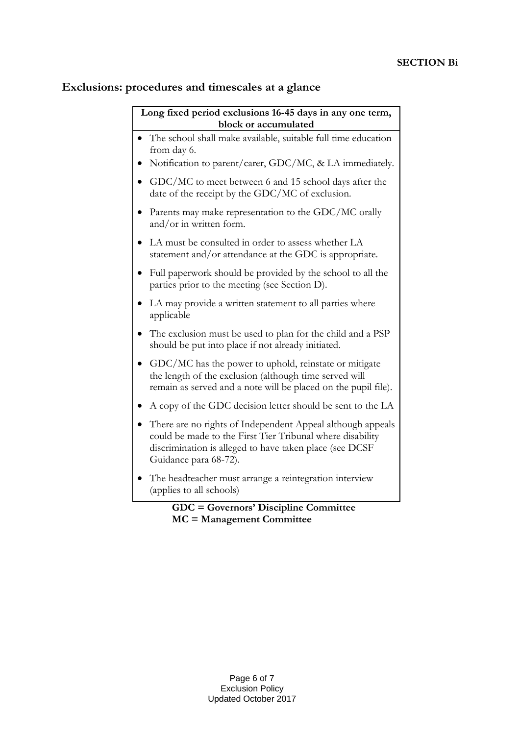**SECTION Bi**

## Exclusions: procedures and timescales at a glance

| Long fixed period exclusions 16-45 days in any one term, block or accumulated |
|---|
| • The school shall make available, suitable full time education from day 6.<br>• Notification to parent/carer, GDC/MC, & LA immediately.<br>• GDC/MC to meet between 6 and 15 school days after the date of the receipt by the GDC/MC of exclusion.<br>• Parents may make representation to the GDC/MC orally and/or in written form.<br>• LA must be consulted in order to assess whether LA statement and/or attendance at the GDC is appropriate.<br>• Full paperwork should be provided by the school to all the parties prior to the meeting (see Section D).<br>• LA may provide a written statement to all parties where applicable<br>• The exclusion must be used to plan for the child and a PSP should be put into place if not already initiated.<br>• GDC/MC has the power to uphold, reinstate or mitigate the length of the exclusion (although time served will remain as served and a note will be placed on the pupil file).<br>• A copy of the GDC decision letter should be sent to the LA<br>• There are no rights of Independent Appeal although appeals could be made to the First Tier Tribunal where disability discrimination is alleged to have taken place (see DCSF Guidance para 68-72).<br>• The headteacher must arrange a reintegration interview (applies to all schools) |

**GDC = Governors' Discipline Committee**
**MC = Management Committee**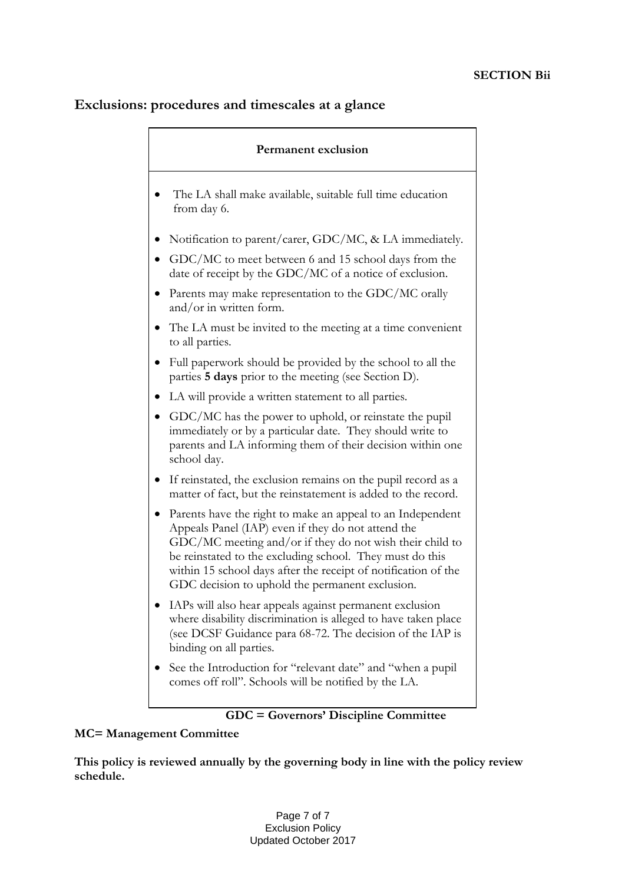**SECTION Bii**

## Exclusions: procedures and timescales at a glance

| Permanent exclusion |
|---|
| • The LA shall make available, suitable full time education from day 6.<br>• Notification to parent/carer, GDC/MC, & LA immediately.<br>• GDC/MC to meet between 6 and 15 school days from the date of receipt by the GDC/MC of a notice of exclusion.<br>• Parents may make representation to the GDC/MC orally and/or in written form.<br>• The LA must be invited to the meeting at a time convenient to all parties.<br>• Full paperwork should be provided by the school to all the parties **5 days** prior to the meeting (see Section D).<br>• LA will provide a written statement to all parties.<br>• GDC/MC has the power to uphold, or reinstate the pupil immediately or by a particular date. They should write to parents and LA informing them of their decision within one school day.<br>• If reinstated, the exclusion remains on the pupil record as a matter of fact, but the reinstatement is added to the record.<br>• Parents have the right to make an appeal to an Independent Appeals Panel (IAP) even if they do not attend the GDC/MC meeting and/or if they do not wish their child to be reinstated to the excluding school. They must do this within 15 school days after the receipt of notification of the GDC decision to uphold the permanent exclusion.<br>• IAPs will also hear appeals against permanent exclusion where disability discrimination is alleged to have taken place (see DCSF Guidance para 68-72. The decision of the IAP is binding on all parties.<br>• See the Introduction for "relevant date" and "when a pupil comes off roll". Schools will be notified by the LA. |

**GDC = Governors' Discipline Committee**

**MC= Management Committee**

**This policy is reviewed annually by the governing body in line with the policy review schedule.**